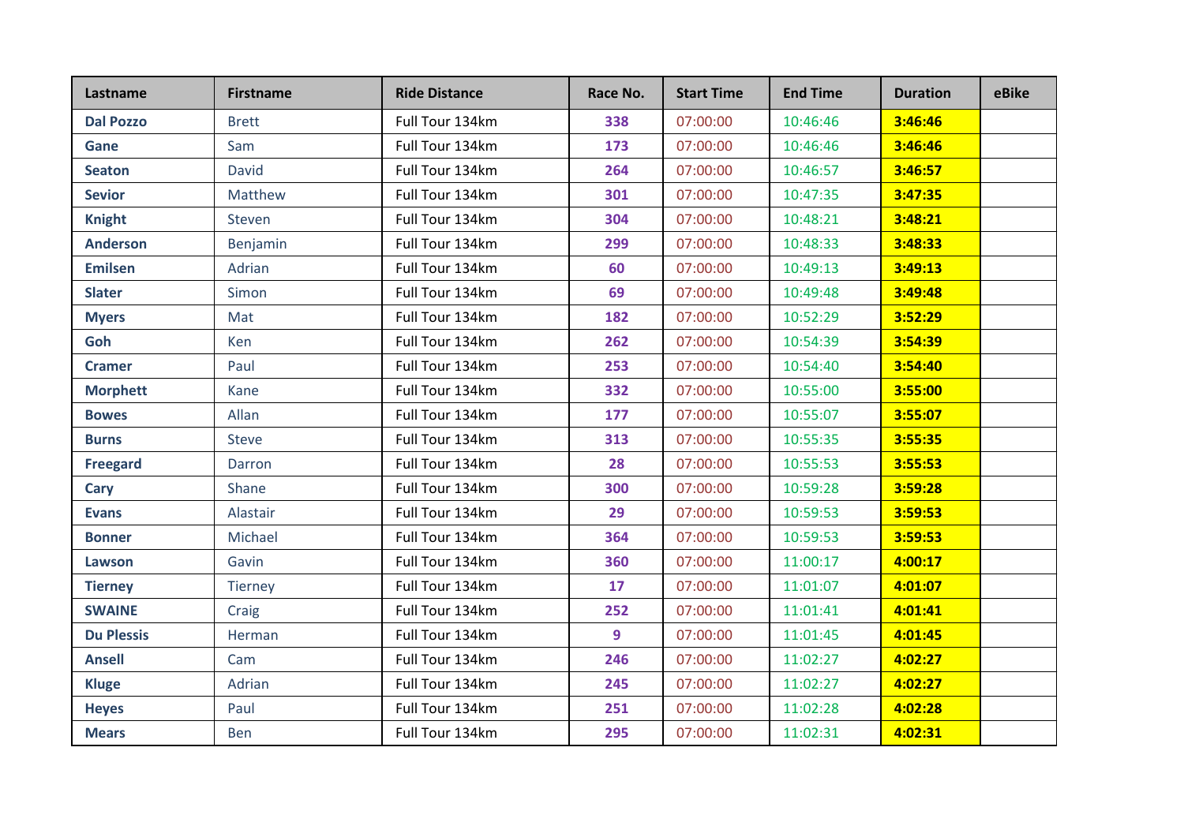| Lastname | Firstname | Ride Distance | Race No. | Start Time | End Time | Duration | eBike |
|---|---|---|---|---|---|---|---|
| **Dal Pozzo** | Brett | Full Tour 134km | **338** | 07:00:00 | 10:46:46 | **3:46:46** | |
| **Gane** | Sam | Full Tour 134km | **173** | 07:00:00 | 10:46:46 | **3:46:46** | |
| **Seaton** | David | Full Tour 134km | **264** | 07:00:00 | 10:46:57 | **3:46:57** | |
| **Sevior** | Matthew | Full Tour 134km | **301** | 07:00:00 | 10:47:35 | **3:47:35** | |
| **Knight** | Steven | Full Tour 134km | **304** | 07:00:00 | 10:48:21 | **3:48:21** | |
| **Anderson** | Benjamin | Full Tour 134km | **299** | 07:00:00 | 10:48:33 | **3:48:33** | |
| **Emilsen** | Adrian | Full Tour 134km | **60** | 07:00:00 | 10:49:13 | **3:49:13** | |
| **Slater** | Simon | Full Tour 134km | **69** | 07:00:00 | 10:49:48 | **3:49:48** | |
| **Myers** | Mat | Full Tour 134km | **182** | 07:00:00 | 10:52:29 | **3:52:29** | |
| **Goh** | Ken | Full Tour 134km | **262** | 07:00:00 | 10:54:39 | **3:54:39** | |
| **Cramer** | Paul | Full Tour 134km | **253** | 07:00:00 | 10:54:40 | **3:54:40** | |
| **Morphett** | Kane | Full Tour 134km | **332** | 07:00:00 | 10:55:00 | **3:55:00** | |
| **Bowes** | Allan | Full Tour 134km | **177** | 07:00:00 | 10:55:07 | **3:55:07** | |
| **Burns** | Steve | Full Tour 134km | **313** | 07:00:00 | 10:55:35 | **3:55:35** | |
| **Freegard** | Darron | Full Tour 134km | **28** | 07:00:00 | 10:55:53 | **3:55:53** | |
| **Cary** | Shane | Full Tour 134km | **300** | 07:00:00 | 10:59:28 | **3:59:28** | |
| **Evans** | Alastair | Full Tour 134km | **29** | 07:00:00 | 10:59:53 | **3:59:53** | |
| **Bonner** | Michael | Full Tour 134km | **364** | 07:00:00 | 10:59:53 | **3:59:53** | |
| **Lawson** | Gavin | Full Tour 134km | **360** | 07:00:00 | 11:00:17 | **4:00:17** | |
| **Tierney** | Tierney | Full Tour 134km | **17** | 07:00:00 | 11:01:07 | **4:01:07** | |
| **SWAINE** | Craig | Full Tour 134km | **252** | 07:00:00 | 11:01:41 | **4:01:41** | |
| **Du Plessis** | Herman | Full Tour 134km | **9** | 07:00:00 | 11:01:45 | **4:01:45** | |
| **Ansell** | Cam | Full Tour 134km | **246** | 07:00:00 | 11:02:27 | **4:02:27** | |
| **Kluge** | Adrian | Full Tour 134km | **245** | 07:00:00 | 11:02:27 | **4:02:27** | |
| **Heyes** | Paul | Full Tour 134km | **251** | 07:00:00 | 11:02:28 | **4:02:28** | |
| **Mears** | Ben | Full Tour 134km | **295** | 07:00:00 | 11:02:31 | **4:02:31** | |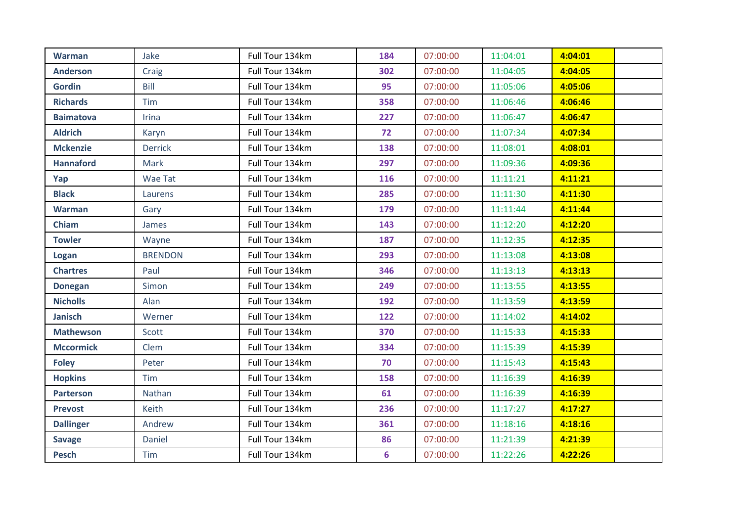| | | | | | | | |
|---|---|---|---|---|---|---|---|
| **Warman** | Jake | Full Tour 134km | **184** | 07:00:00 | 11:04:01 | **4:04:01** | |
| **Anderson** | Craig | Full Tour 134km | **302** | 07:00:00 | 11:04:05 | **4:04:05** | |
| **Gordin** | Bill | Full Tour 134km | **95** | 07:00:00 | 11:05:06 | **4:05:06** | |
| **Richards** | Tim | Full Tour 134km | **358** | 07:00:00 | 11:06:46 | **4:06:46** | |
| **Baimatova** | Irina | Full Tour 134km | **227** | 07:00:00 | 11:06:47 | **4:06:47** | |
| **Aldrich** | Karyn | Full Tour 134km | **72** | 07:00:00 | 11:07:34 | **4:07:34** | |
| **Mckenzie** | Derrick | Full Tour 134km | **138** | 07:00:00 | 11:08:01 | **4:08:01** | |
| **Hannaford** | Mark | Full Tour 134km | **297** | 07:00:00 | 11:09:36 | **4:09:36** | |
| **Yap** | Wae Tat | Full Tour 134km | **116** | 07:00:00 | 11:11:21 | **4:11:21** | |
| **Black** | Laurens | Full Tour 134km | **285** | 07:00:00 | 11:11:30 | **4:11:30** | |
| **Warman** | Gary | Full Tour 134km | **179** | 07:00:00 | 11:11:44 | **4:11:44** | |
| **Chiam** | James | Full Tour 134km | **143** | 07:00:00 | 11:12:20 | **4:12:20** | |
| **Towler** | Wayne | Full Tour 134km | **187** | 07:00:00 | 11:12:35 | **4:12:35** | |
| **Logan** | BRENDON | Full Tour 134km | **293** | 07:00:00 | 11:13:08 | **4:13:08** | |
| **Chartres** | Paul | Full Tour 134km | **346** | 07:00:00 | 11:13:13 | **4:13:13** | |
| **Donegan** | Simon | Full Tour 134km | **249** | 07:00:00 | 11:13:55 | **4:13:55** | |
| **Nicholls** | Alan | Full Tour 134km | **192** | 07:00:00 | 11:13:59 | **4:13:59** | |
| **Janisch** | Werner | Full Tour 134km | **122** | 07:00:00 | 11:14:02 | **4:14:02** | |
| **Mathewson** | Scott | Full Tour 134km | **370** | 07:00:00 | 11:15:33 | **4:15:33** | |
| **Mccormick** | Clem | Full Tour 134km | **334** | 07:00:00 | 11:15:39 | **4:15:39** | |
| **Foley** | Peter | Full Tour 134km | **70** | 07:00:00 | 11:15:43 | **4:15:43** | |
| **Hopkins** | Tim | Full Tour 134km | **158** | 07:00:00 | 11:16:39 | **4:16:39** | |
| **Parterson** | Nathan | Full Tour 134km | **61** | 07:00:00 | 11:16:39 | **4:16:39** | |
| **Prevost** | Keith | Full Tour 134km | **236** | 07:00:00 | 11:17:27 | **4:17:27** | |
| **Dallinger** | Andrew | Full Tour 134km | **361** | 07:00:00 | 11:18:16 | **4:18:16** | |
| **Savage** | Daniel | Full Tour 134km | **86** | 07:00:00 | 11:21:39 | **4:21:39** | |
| **Pesch** | Tim | Full Tour 134km | **6** | 07:00:00 | 11:22:26 | **4:22:26** | |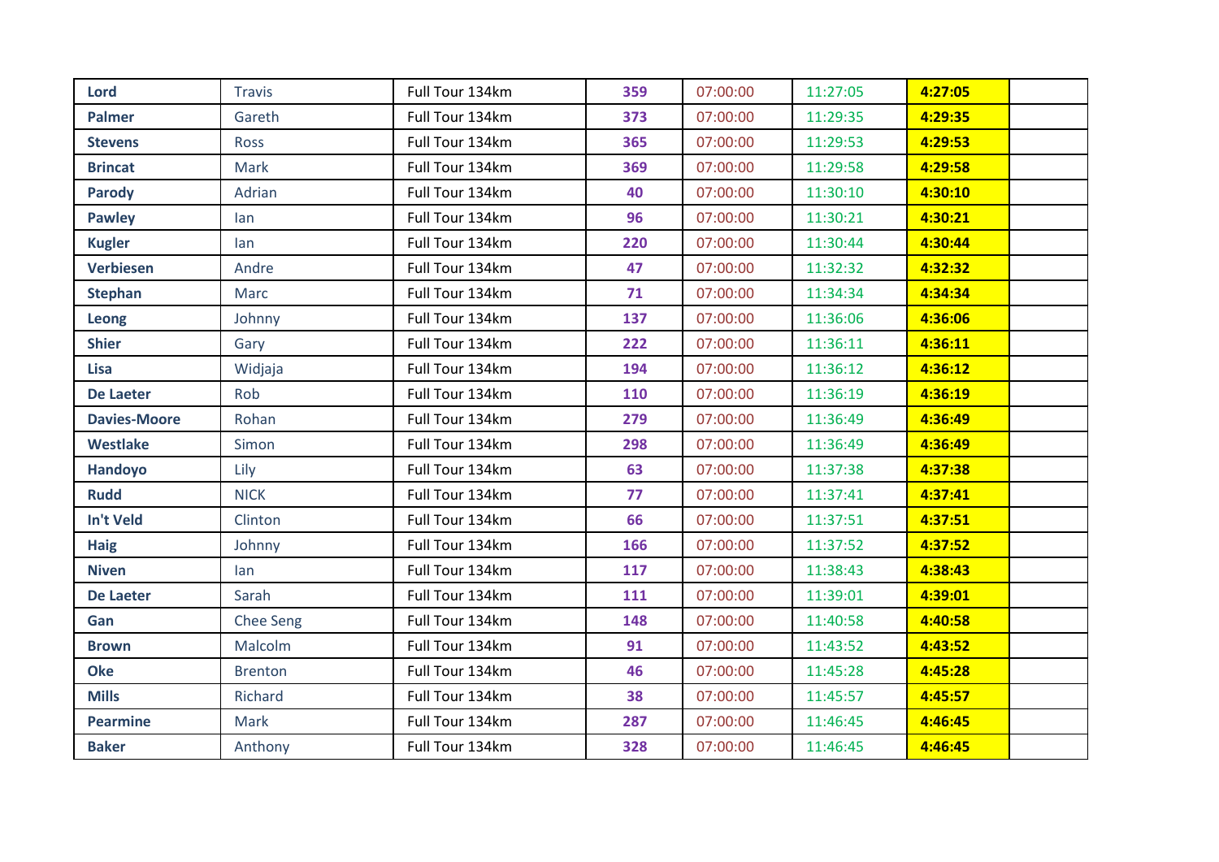| | | | | | | | |
|---|---|---|---|---|---|---|---|
| **Lord** | Travis | Full Tour 134km | **359** | 07:00:00 | 11:27:05 | **4:27:05** | |
| **Palmer** | Gareth | Full Tour 134km | **373** | 07:00:00 | 11:29:35 | **4:29:35** | |
| **Stevens** | Ross | Full Tour 134km | **365** | 07:00:00 | 11:29:53 | **4:29:53** | |
| **Brincat** | Mark | Full Tour 134km | **369** | 07:00:00 | 11:29:58 | **4:29:58** | |
| **Parody** | Adrian | Full Tour 134km | **40** | 07:00:00 | 11:30:10 | **4:30:10** | |
| **Pawley** | Ian | Full Tour 134km | **96** | 07:00:00 | 11:30:21 | **4:30:21** | |
| **Kugler** | Ian | Full Tour 134km | **220** | 07:00:00 | 11:30:44 | **4:30:44** | |
| **Verbiesen** | Andre | Full Tour 134km | **47** | 07:00:00 | 11:32:32 | **4:32:32** | |
| **Stephan** | Marc | Full Tour 134km | **71** | 07:00:00 | 11:34:34 | **4:34:34** | |
| **Leong** | Johnny | Full Tour 134km | **137** | 07:00:00 | 11:36:06 | **4:36:06** | |
| **Shier** | Gary | Full Tour 134km | **222** | 07:00:00 | 11:36:11 | **4:36:11** | |
| **Lisa** | Widjaja | Full Tour 134km | **194** | 07:00:00 | 11:36:12 | **4:36:12** | |
| **De Laeter** | Rob | Full Tour 134km | **110** | 07:00:00 | 11:36:19 | **4:36:19** | |
| **Davies-Moore** | Rohan | Full Tour 134km | **279** | 07:00:00 | 11:36:49 | **4:36:49** | |
| **Westlake** | Simon | Full Tour 134km | **298** | 07:00:00 | 11:36:49 | **4:36:49** | |
| **Handoyo** | Lily | Full Tour 134km | **63** | 07:00:00 | 11:37:38 | **4:37:38** | |
| **Rudd** | NICK | Full Tour 134km | **77** | 07:00:00 | 11:37:41 | **4:37:41** | |
| **In't Veld** | Clinton | Full Tour 134km | **66** | 07:00:00 | 11:37:51 | **4:37:51** | |
| **Haig** | Johnny | Full Tour 134km | **166** | 07:00:00 | 11:37:52 | **4:37:52** | |
| **Niven** | Ian | Full Tour 134km | **117** | 07:00:00 | 11:38:43 | **4:38:43** | |
| **De Laeter** | Sarah | Full Tour 134km | **111** | 07:00:00 | 11:39:01 | **4:39:01** | |
| **Gan** | Chee Seng | Full Tour 134km | **148** | 07:00:00 | 11:40:58 | **4:40:58** | |
| **Brown** | Malcolm | Full Tour 134km | **91** | 07:00:00 | 11:43:52 | **4:43:52** | |
| **Oke** | Brenton | Full Tour 134km | **46** | 07:00:00 | 11:45:28 | **4:45:28** | |
| **Mills** | Richard | Full Tour 134km | **38** | 07:00:00 | 11:45:57 | **4:45:57** | |
| **Pearmine** | Mark | Full Tour 134km | **287** | 07:00:00 | 11:46:45 | **4:46:45** | |
| **Baker** | Anthony | Full Tour 134km | **328** | 07:00:00 | 11:46:45 | **4:46:45** | |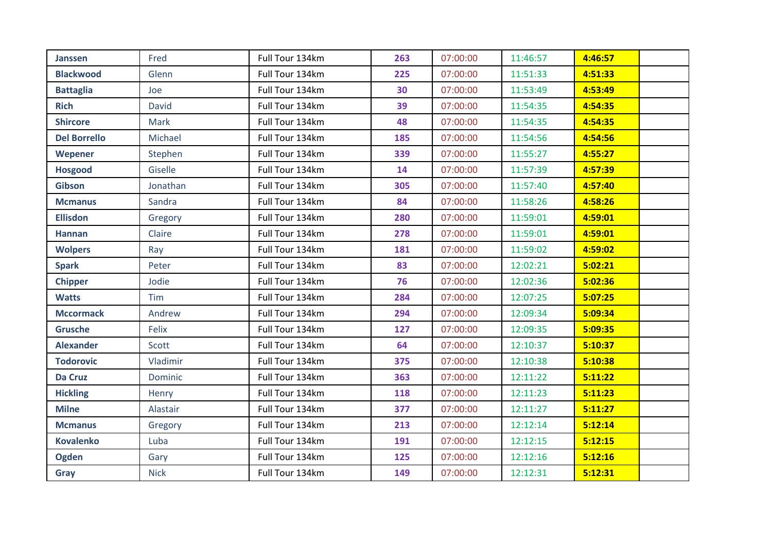| | | | | | | | |
|---|---|---|---|---|---|---|---|
| **Janssen** | Fred | Full Tour 134km | **263** | 07:00:00 | 11:46:57 | **4:46:57** | |
| **Blackwood** | Glenn | Full Tour 134km | **225** | 07:00:00 | 11:51:33 | **4:51:33** | |
| **Battaglia** | Joe | Full Tour 134km | **30** | 07:00:00 | 11:53:49 | **4:53:49** | |
| **Rich** | David | Full Tour 134km | **39** | 07:00:00 | 11:54:35 | **4:54:35** | |
| **Shircore** | Mark | Full Tour 134km | **48** | 07:00:00 | 11:54:35 | **4:54:35** | |
| **Del Borrello** | Michael | Full Tour 134km | **185** | 07:00:00 | 11:54:56 | **4:54:56** | |
| **Wepener** | Stephen | Full Tour 134km | **339** | 07:00:00 | 11:55:27 | **4:55:27** | |
| **Hosgood** | Giselle | Full Tour 134km | **14** | 07:00:00 | 11:57:39 | **4:57:39** | |
| **Gibson** | Jonathan | Full Tour 134km | **305** | 07:00:00 | 11:57:40 | **4:57:40** | |
| **Mcmanus** | Sandra | Full Tour 134km | **84** | 07:00:00 | 11:58:26 | **4:58:26** | |
| **Ellisdon** | Gregory | Full Tour 134km | **280** | 07:00:00 | 11:59:01 | **4:59:01** | |
| **Hannan** | Claire | Full Tour 134km | **278** | 07:00:00 | 11:59:01 | **4:59:01** | |
| **Wolpers** | Ray | Full Tour 134km | **181** | 07:00:00 | 11:59:02 | **4:59:02** | |
| **Spark** | Peter | Full Tour 134km | **83** | 07:00:00 | 12:02:21 | **5:02:21** | |
| **Chipper** | Jodie | Full Tour 134km | **76** | 07:00:00 | 12:02:36 | **5:02:36** | |
| **Watts** | Tim | Full Tour 134km | **284** | 07:00:00 | 12:07:25 | **5:07:25** | |
| **Mccormack** | Andrew | Full Tour 134km | **294** | 07:00:00 | 12:09:34 | **5:09:34** | |
| **Grusche** | Felix | Full Tour 134km | **127** | 07:00:00 | 12:09:35 | **5:09:35** | |
| **Alexander** | Scott | Full Tour 134km | **64** | 07:00:00 | 12:10:37 | **5:10:37** | |
| **Todorovic** | Vladimir | Full Tour 134km | **375** | 07:00:00 | 12:10:38 | **5:10:38** | |
| **Da Cruz** | Dominic | Full Tour 134km | **363** | 07:00:00 | 12:11:22 | **5:11:22** | |
| **Hickling** | Henry | Full Tour 134km | **118** | 07:00:00 | 12:11:23 | **5:11:23** | |
| **Milne** | Alastair | Full Tour 134km | **377** | 07:00:00 | 12:11:27 | **5:11:27** | |
| **Mcmanus** | Gregory | Full Tour 134km | **213** | 07:00:00 | 12:12:14 | **5:12:14** | |
| **Kovalenko** | Luba | Full Tour 134km | **191** | 07:00:00 | 12:12:15 | **5:12:15** | |
| **Ogden** | Gary | Full Tour 134km | **125** | 07:00:00 | 12:12:16 | **5:12:16** | |
| **Gray** | Nick | Full Tour 134km | **149** | 07:00:00 | 12:12:31 | **5:12:31** | |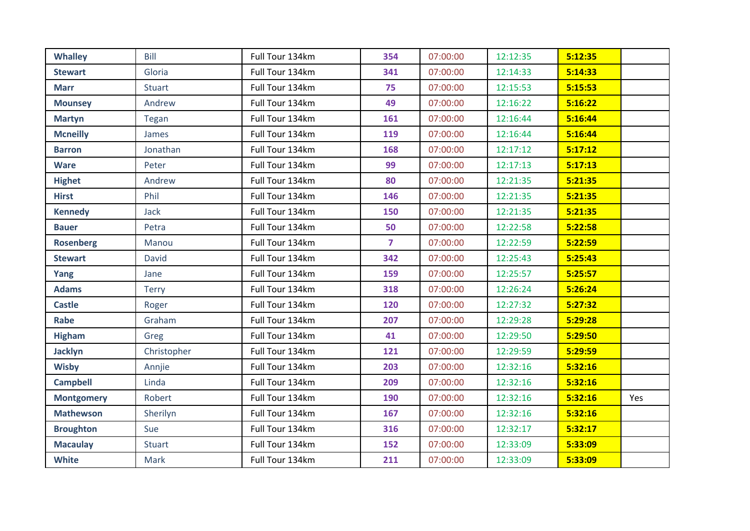| | | | | | | | |
|---|---|---|---|---|---|---|---|
| **Whalley** | Bill | Full Tour 134km | **354** | 07:00:00 | 12:12:35 | **5:12:35** | |
| **Stewart** | Gloria | Full Tour 134km | **341** | 07:00:00 | 12:14:33 | **5:14:33** | |
| **Marr** | Stuart | Full Tour 134km | **75** | 07:00:00 | 12:15:53 | **5:15:53** | |
| **Mounsey** | Andrew | Full Tour 134km | **49** | 07:00:00 | 12:16:22 | **5:16:22** | |
| **Martyn** | Tegan | Full Tour 134km | **161** | 07:00:00 | 12:16:44 | **5:16:44** | |
| **Mcneilly** | James | Full Tour 134km | **119** | 07:00:00 | 12:16:44 | **5:16:44** | |
| **Barron** | Jonathan | Full Tour 134km | **168** | 07:00:00 | 12:17:12 | **5:17:12** | |
| **Ware** | Peter | Full Tour 134km | **99** | 07:00:00 | 12:17:13 | **5:17:13** | |
| **Highet** | Andrew | Full Tour 134km | **80** | 07:00:00 | 12:21:35 | **5:21:35** | |
| **Hirst** | Phil | Full Tour 134km | **146** | 07:00:00 | 12:21:35 | **5:21:35** | |
| **Kennedy** | Jack | Full Tour 134km | **150** | 07:00:00 | 12:21:35 | **5:21:35** | |
| **Bauer** | Petra | Full Tour 134km | **50** | 07:00:00 | 12:22:58 | **5:22:58** | |
| **Rosenberg** | Manou | Full Tour 134km | **7** | 07:00:00 | 12:22:59 | **5:22:59** | |
| **Stewart** | David | Full Tour 134km | **342** | 07:00:00 | 12:25:43 | **5:25:43** | |
| **Yang** | Jane | Full Tour 134km | **159** | 07:00:00 | 12:25:57 | **5:25:57** | |
| **Adams** | Terry | Full Tour 134km | **318** | 07:00:00 | 12:26:24 | **5:26:24** | |
| **Castle** | Roger | Full Tour 134km | **120** | 07:00:00 | 12:27:32 | **5:27:32** | |
| **Rabe** | Graham | Full Tour 134km | **207** | 07:00:00 | 12:29:28 | **5:29:28** | |
| **Higham** | Greg | Full Tour 134km | **41** | 07:00:00 | 12:29:50 | **5:29:50** | |
| **Jacklyn** | Christopher | Full Tour 134km | **121** | 07:00:00 | 12:29:59 | **5:29:59** | |
| **Wisby** | Annjie | Full Tour 134km | **203** | 07:00:00 | 12:32:16 | **5:32:16** | |
| **Campbell** | Linda | Full Tour 134km | **209** | 07:00:00 | 12:32:16 | **5:32:16** | |
| **Montgomery** | Robert | Full Tour 134km | **190** | 07:00:00 | 12:32:16 | **5:32:16** | Yes |
| **Mathewson** | Sherilyn | Full Tour 134km | **167** | 07:00:00 | 12:32:16 | **5:32:16** | |
| **Broughton** | Sue | Full Tour 134km | **316** | 07:00:00 | 12:32:17 | **5:32:17** | |
| **Macaulay** | Stuart | Full Tour 134km | **152** | 07:00:00 | 12:33:09 | **5:33:09** | |
| **White** | Mark | Full Tour 134km | **211** | 07:00:00 | 12:33:09 | **5:33:09** | |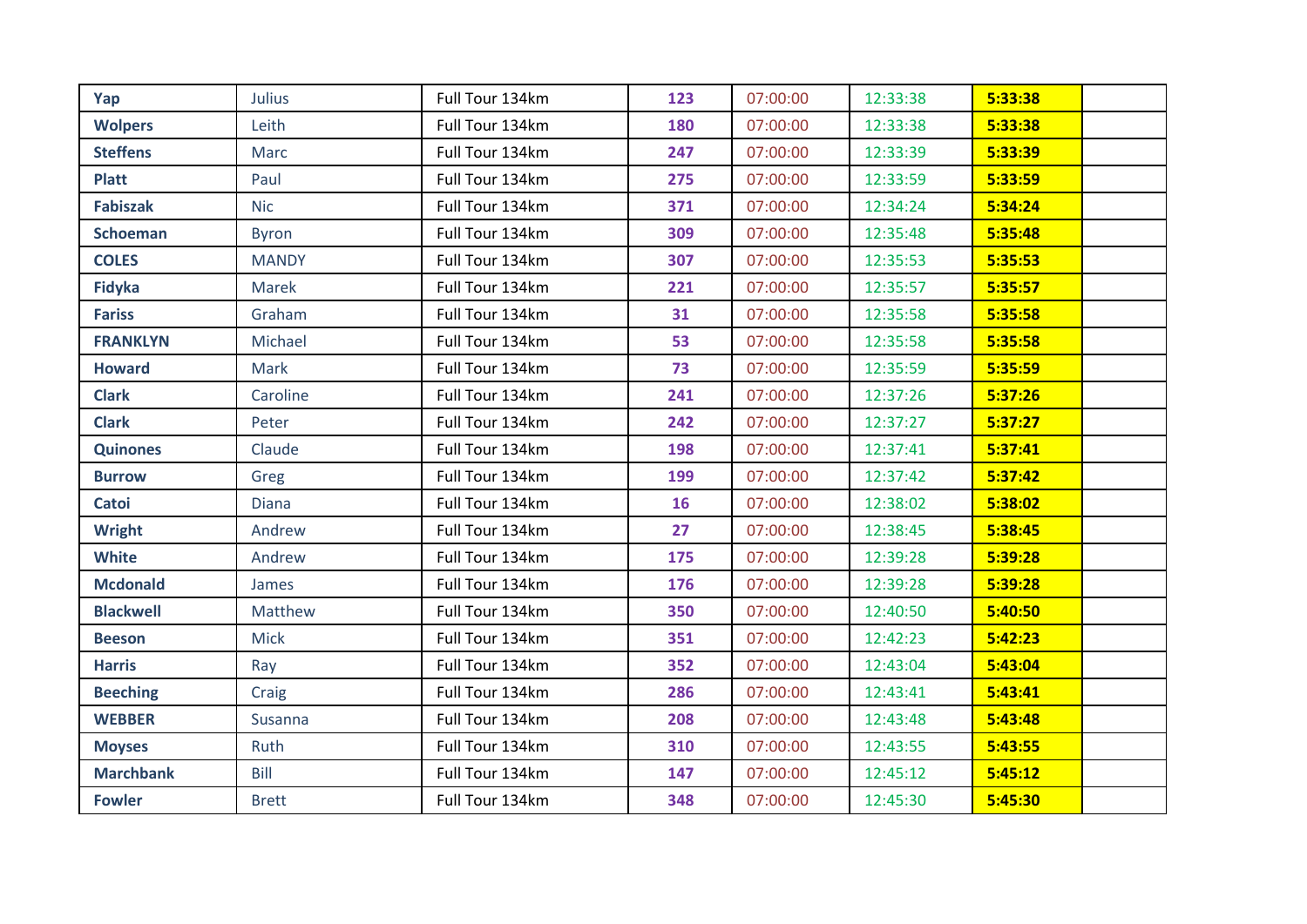| | | | | | | | |
|---|---|---|---|---|---|---|---|
| **Yap** | Julius | Full Tour 134km | **123** | 07:00:00 | 12:33:38 | **5:33:38** | |
| **Wolpers** | Leith | Full Tour 134km | **180** | 07:00:00 | 12:33:38 | **5:33:38** | |
| **Steffens** | Marc | Full Tour 134km | **247** | 07:00:00 | 12:33:39 | **5:33:39** | |
| **Platt** | Paul | Full Tour 134km | **275** | 07:00:00 | 12:33:59 | **5:33:59** | |
| **Fabiszak** | Nic | Full Tour 134km | **371** | 07:00:00 | 12:34:24 | **5:34:24** | |
| **Schoeman** | Byron | Full Tour 134km | **309** | 07:00:00 | 12:35:48 | **5:35:48** | |
| **COLES** | MANDY | Full Tour 134km | **307** | 07:00:00 | 12:35:53 | **5:35:53** | |
| **Fidyka** | Marek | Full Tour 134km | **221** | 07:00:00 | 12:35:57 | **5:35:57** | |
| **Fariss** | Graham | Full Tour 134km | **31** | 07:00:00 | 12:35:58 | **5:35:58** | |
| **FRANKLYN** | Michael | Full Tour 134km | **53** | 07:00:00 | 12:35:58 | **5:35:58** | |
| **Howard** | Mark | Full Tour 134km | **73** | 07:00:00 | 12:35:59 | **5:35:59** | |
| **Clark** | Caroline | Full Tour 134km | **241** | 07:00:00 | 12:37:26 | **5:37:26** | |
| **Clark** | Peter | Full Tour 134km | **242** | 07:00:00 | 12:37:27 | **5:37:27** | |
| **Quinones** | Claude | Full Tour 134km | **198** | 07:00:00 | 12:37:41 | **5:37:41** | |
| **Burrow** | Greg | Full Tour 134km | **199** | 07:00:00 | 12:37:42 | **5:37:42** | |
| **Catoi** | Diana | Full Tour 134km | **16** | 07:00:00 | 12:38:02 | **5:38:02** | |
| **Wright** | Andrew | Full Tour 134km | **27** | 07:00:00 | 12:38:45 | **5:38:45** | |
| **White** | Andrew | Full Tour 134km | **175** | 07:00:00 | 12:39:28 | **5:39:28** | |
| **Mcdonald** | James | Full Tour 134km | **176** | 07:00:00 | 12:39:28 | **5:39:28** | |
| **Blackwell** | Matthew | Full Tour 134km | **350** | 07:00:00 | 12:40:50 | **5:40:50** | |
| **Beeson** | Mick | Full Tour 134km | **351** | 07:00:00 | 12:42:23 | **5:42:23** | |
| **Harris** | Ray | Full Tour 134km | **352** | 07:00:00 | 12:43:04 | **5:43:04** | |
| **Beeching** | Craig | Full Tour 134km | **286** | 07:00:00 | 12:43:41 | **5:43:41** | |
| **WEBBER** | Susanna | Full Tour 134km | **208** | 07:00:00 | 12:43:48 | **5:43:48** | |
| **Moyses** | Ruth | Full Tour 134km | **310** | 07:00:00 | 12:43:55 | **5:43:55** | |
| **Marchbank** | Bill | Full Tour 134km | **147** | 07:00:00 | 12:45:12 | **5:45:12** | |
| **Fowler** | Brett | Full Tour 134km | **348** | 07:00:00 | 12:45:30 | **5:45:30** | |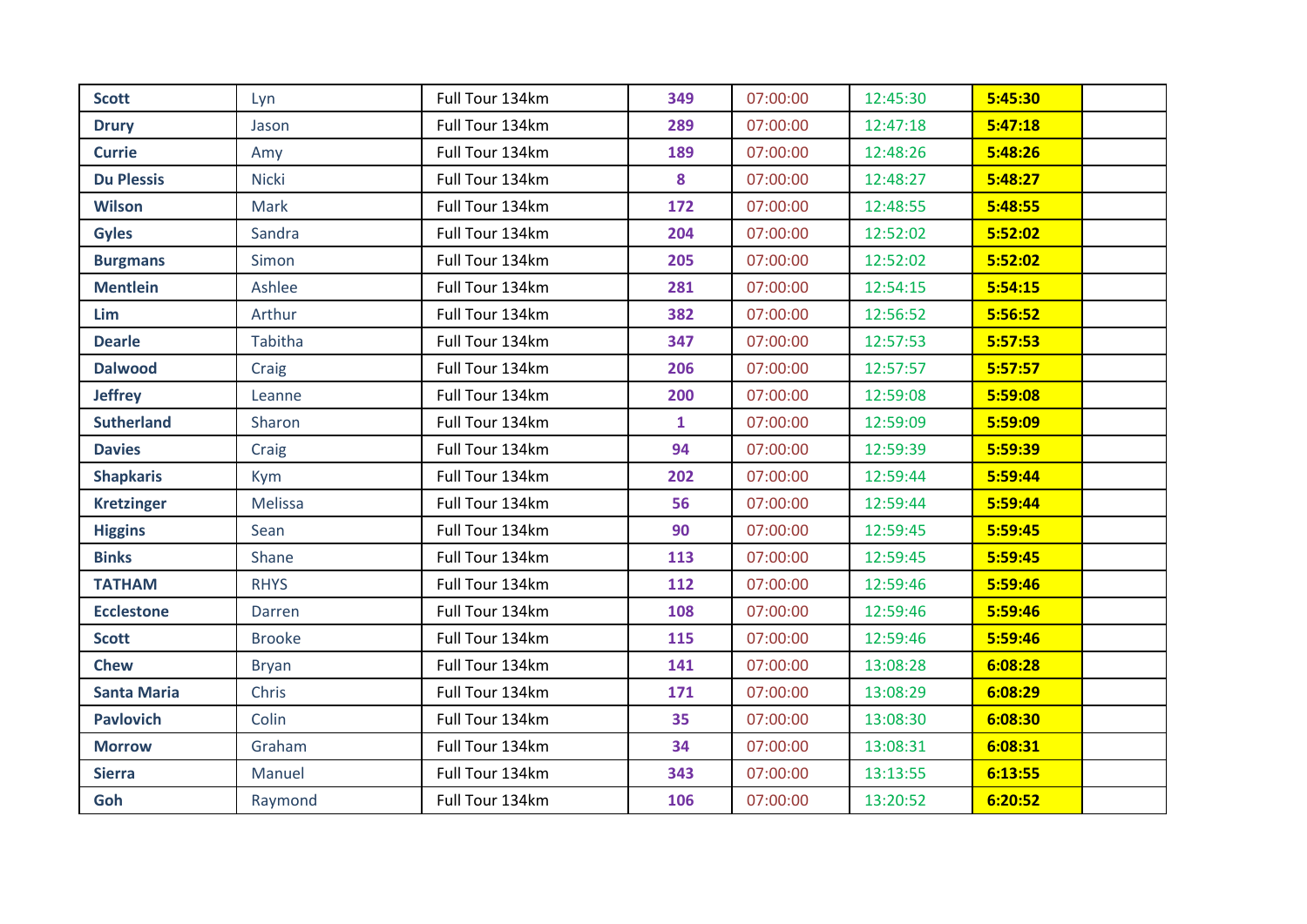| | | | | | | | |
|---|---|---|---|---|---|---|---|
| **Scott** | Lyn | Full Tour 134km | **349** | 07:00:00 | 12:45:30 | **5:45:30** | |
| **Drury** | Jason | Full Tour 134km | **289** | 07:00:00 | 12:47:18 | **5:47:18** | |
| **Currie** | Amy | Full Tour 134km | **189** | 07:00:00 | 12:48:26 | **5:48:26** | |
| **Du Plessis** | Nicki | Full Tour 134km | **8** | 07:00:00 | 12:48:27 | **5:48:27** | |
| **Wilson** | Mark | Full Tour 134km | **172** | 07:00:00 | 12:48:55 | **5:48:55** | |
| **Gyles** | Sandra | Full Tour 134km | **204** | 07:00:00 | 12:52:02 | **5:52:02** | |
| **Burgmans** | Simon | Full Tour 134km | **205** | 07:00:00 | 12:52:02 | **5:52:02** | |
| **Mentlein** | Ashlee | Full Tour 134km | **281** | 07:00:00 | 12:54:15 | **5:54:15** | |
| **Lim** | Arthur | Full Tour 134km | **382** | 07:00:00 | 12:56:52 | **5:56:52** | |
| **Dearle** | Tabitha | Full Tour 134km | **347** | 07:00:00 | 12:57:53 | **5:57:53** | |
| **Dalwood** | Craig | Full Tour 134km | **206** | 07:00:00 | 12:57:57 | **5:57:57** | |
| **Jeffrey** | Leanne | Full Tour 134km | **200** | 07:00:00 | 12:59:08 | **5:59:08** | |
| **Sutherland** | Sharon | Full Tour 134km | **1** | 07:00:00 | 12:59:09 | **5:59:09** | |
| **Davies** | Craig | Full Tour 134km | **94** | 07:00:00 | 12:59:39 | **5:59:39** | |
| **Shapkaris** | Kym | Full Tour 134km | **202** | 07:00:00 | 12:59:44 | **5:59:44** | |
| **Kretzinger** | Melissa | Full Tour 134km | **56** | 07:00:00 | 12:59:44 | **5:59:44** | |
| **Higgins** | Sean | Full Tour 134km | **90** | 07:00:00 | 12:59:45 | **5:59:45** | |
| **Binks** | Shane | Full Tour 134km | **113** | 07:00:00 | 12:59:45 | **5:59:45** | |
| **TATHAM** | RHYS | Full Tour 134km | **112** | 07:00:00 | 12:59:46 | **5:59:46** | |
| **Ecclestone** | Darren | Full Tour 134km | **108** | 07:00:00 | 12:59:46 | **5:59:46** | |
| **Scott** | Brooke | Full Tour 134km | **115** | 07:00:00 | 12:59:46 | **5:59:46** | |
| **Chew** | Bryan | Full Tour 134km | **141** | 07:00:00 | 13:08:28 | **6:08:28** | |
| **Santa Maria** | Chris | Full Tour 134km | **171** | 07:00:00 | 13:08:29 | **6:08:29** | |
| **Pavlovich** | Colin | Full Tour 134km | **35** | 07:00:00 | 13:08:30 | **6:08:30** | |
| **Morrow** | Graham | Full Tour 134km | **34** | 07:00:00 | 13:08:31 | **6:08:31** | |
| **Sierra** | Manuel | Full Tour 134km | **343** | 07:00:00 | 13:13:55 | **6:13:55** | |
| **Goh** | Raymond | Full Tour 134km | **106** | 07:00:00 | 13:20:52 | **6:20:52** | |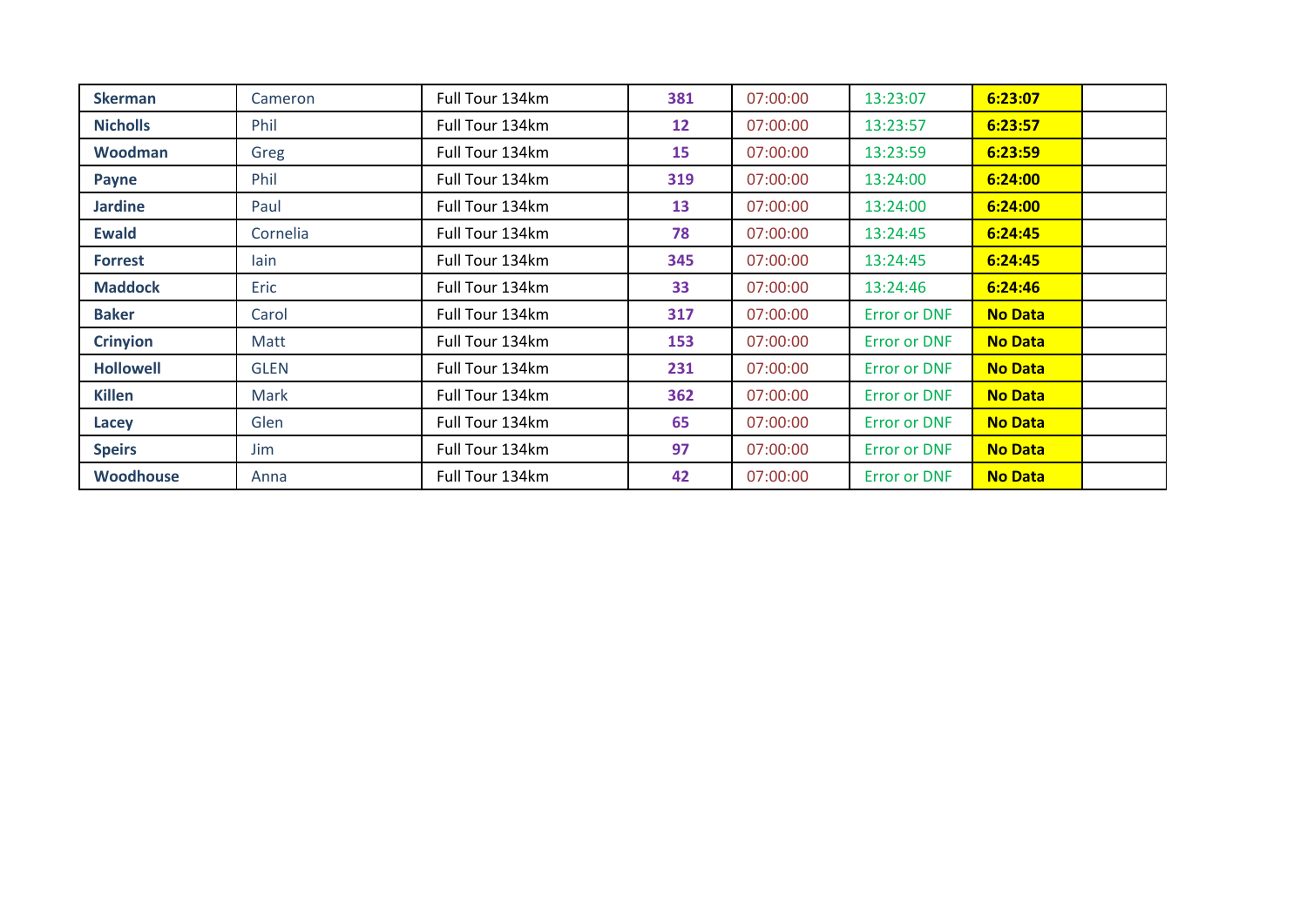| | | | | | | | |
|---|---|---|---|---|---|---|---|
| **Skerman** | Cameron | Full Tour 134km | **381** | 07:00:00 | 13:23:07 | **6:23:07** | |
| **Nicholls** | Phil | Full Tour 134km | **12** | 07:00:00 | 13:23:57 | **6:23:57** | |
| **Woodman** | Greg | Full Tour 134km | **15** | 07:00:00 | 13:23:59 | **6:23:59** | |
| **Payne** | Phil | Full Tour 134km | **319** | 07:00:00 | 13:24:00 | **6:24:00** | |
| **Jardine** | Paul | Full Tour 134km | **13** | 07:00:00 | 13:24:00 | **6:24:00** | |
| **Ewald** | Cornelia | Full Tour 134km | **78** | 07:00:00 | 13:24:45 | **6:24:45** | |
| **Forrest** | Iain | Full Tour 134km | **345** | 07:00:00 | 13:24:45 | **6:24:45** | |
| **Maddock** | Eric | Full Tour 134km | **33** | 07:00:00 | 13:24:46 | **6:24:46** | |
| **Baker** | Carol | Full Tour 134km | **317** | 07:00:00 | Error or DNF | **No Data** | |
| **Crinyion** | Matt | Full Tour 134km | **153** | 07:00:00 | Error or DNF | **No Data** | |
| **Hollowell** | GLEN | Full Tour 134km | **231** | 07:00:00 | Error or DNF | **No Data** | |
| **Killen** | Mark | Full Tour 134km | **362** | 07:00:00 | Error or DNF | **No Data** | |
| **Lacey** | Glen | Full Tour 134km | **65** | 07:00:00 | Error or DNF | **No Data** | |
| **Speirs** | Jim | Full Tour 134km | **97** | 07:00:00 | Error or DNF | **No Data** | |
| **Woodhouse** | Anna | Full Tour 134km | **42** | 07:00:00 | Error or DNF | **No Data** | |